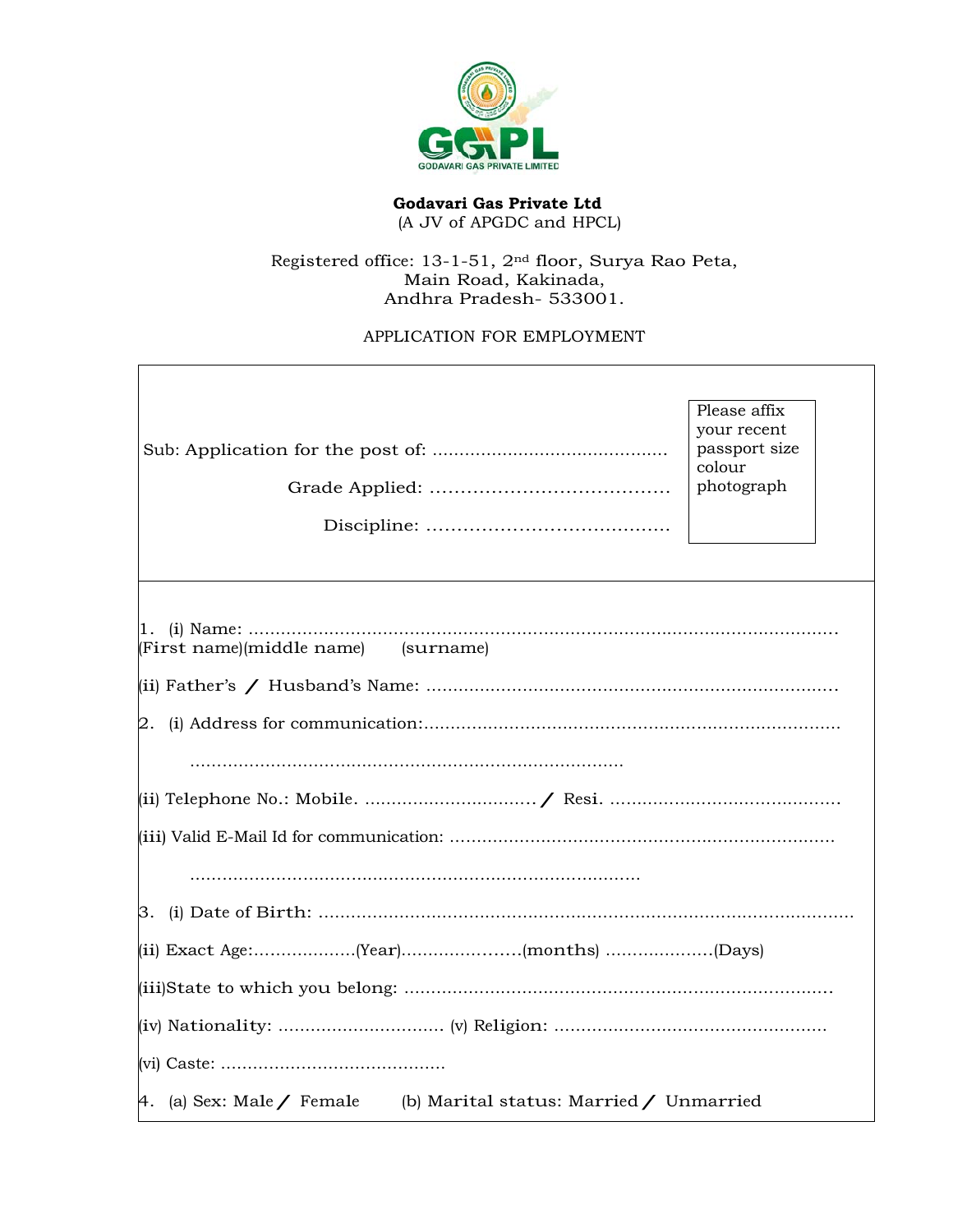**Godavari Gas Private Ltd**
(A JV of APGDC and HPCL)

Registered office: 13-1-51, 2nd floor, Surya Rao Peta,
Main Road, Kakinada,
Andhra Pradesh- 533001.

APPLICATION FOR EMPLOYMENT

Sub: Application for the post of: ..........................................

Grade Applied: ......................................

Discipline: ........................................

Please affix your recent passport size colour photograph

1. (i) Name: ...............................................................................................................
(First name)(middle name) (surname)

(ii) Father's / Husband's Name: ...........................................................................

2. (i) Address for communication:..............................................................................

...............................................................................

(ii) Telephone No.: Mobile. ............................... / Resi. .........................................

(iii) Valid E-Mail Id for communication: .......................................................................

...................................................................................

3. (i) Date of Birth: ....................................................................................................

(ii) Exact Age:..................(Year).....................(months) ...................(Days)

(iii)State to which you belong: ................................................................................

(iv) Nationality: .............................. (v) Religion: .................................................

(vi) Caste: .........................................

4. (a) Sex: Male / Female (b) Marital status: Married / Unmarried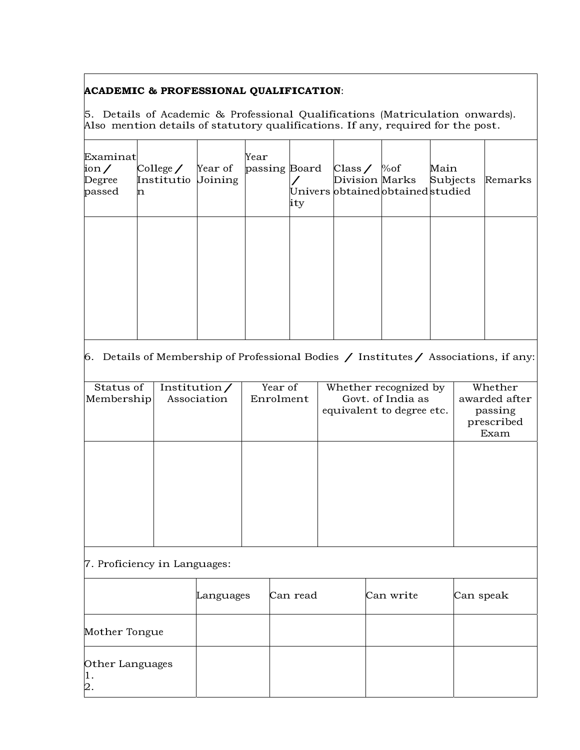**ACADEMIC & PROFESSIONAL QUALIFICATION**:

5. Details of Academic & Professional Qualifications (Matriculation onwards). Also mention details of statutory qualifications. If any, required for the post.

| Examination / Degree passed | College / Institution | Year of Joining | Year passing | Board / University | Class / Division obtained | %of Marks obtained | Main Subjects studied | Remarks |
|---|---|---|---|---|---|---|---|---|
| | | | | | | | | |

6. Details of Membership of Professional Bodies / Institutes / Associations, if any:

| Status of Membership | Institution / Association | Year of Enrolment | Whether recognized by Govt. of India as equivalent to degree etc. | Whether awarded after passing prescribed Exam |
|---|---|---|---|---|
| | | | | |

7. Proficiency in Languages:

| | Languages | Can read | Can write | Can speak |
|---|---|---|---|---|
| Mother Tongue | | | | |
| Other Languages<br>1.<br>2. | | | | |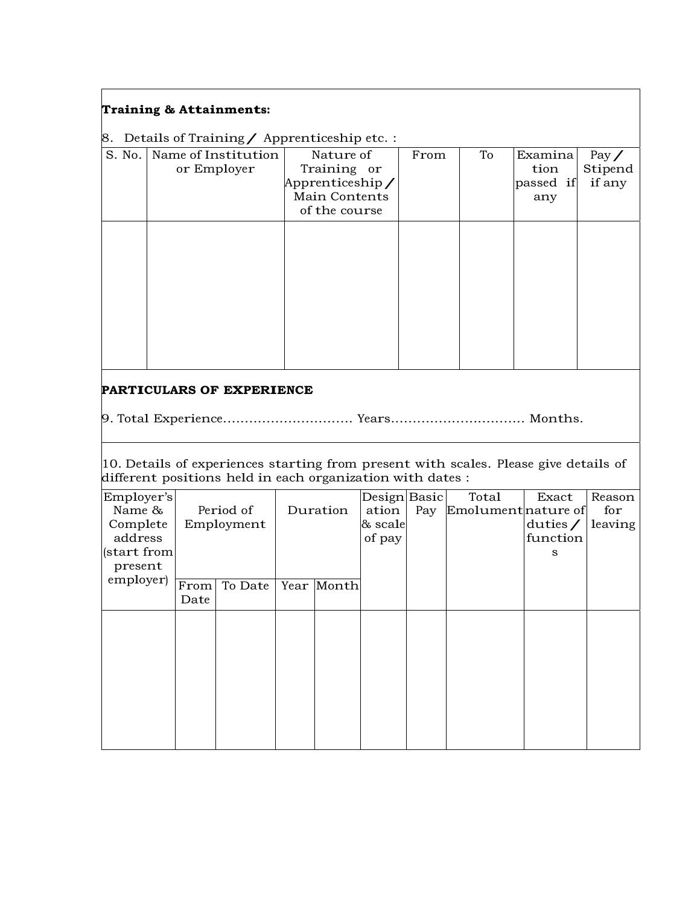**Training & Attainments:**

8. Details of Training / Apprenticeship etc. :

| S. No. | Name of Institution or Employer | Nature of Training or Apprenticeship / Main Contents of the course | From | To | Examination passed if any | Pay / Stipend if any |
|---|---|---|---|---|---|---|
| | | | | | | |

**PARTICULARS OF EXPERIENCE**

9. Total Experience.............................. Years............................... Months.

10. Details of experiences starting from present with scales. Please give details of different positions held in each organization with dates :

| Employer's Name & Complete address (start from present employer) | Period of Employment | | Duration | | Designation & scale of pay | Basic Pay | Total Emolument | Exact nature of duties / functions | Reason for leaving |
|---|---|---|---|---|---|---|---|---|---|
| | From Date | To Date | Year | Month | | | | | |
| | | | | | | | | | |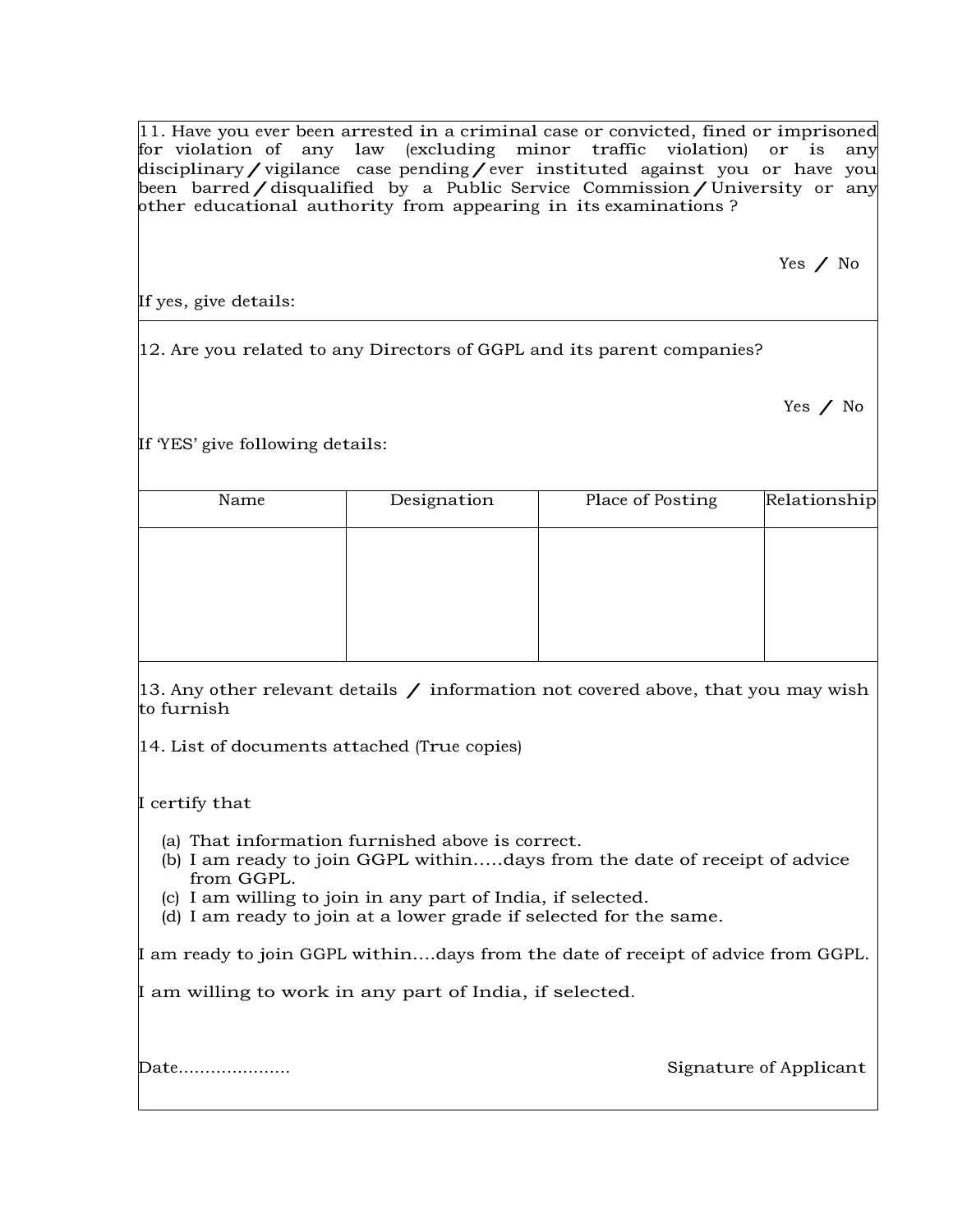11. Have you ever been arrested in a criminal case or convicted, fined or imprisoned for violation of any law (excluding minor traffic violation) or is any disciplinary / vigilance case pending / ever instituted against you or have you been barred / disqualified by a Public Service Commission / University or any other educational authority from appearing in its examinations ?

Yes / No

If yes, give details:

12. Are you related to any Directors of GGPL and its parent companies?

Yes / No

If 'YES' give following details:

| Name | Designation | Place of Posting | Relationship |
|---|---|---|---|
| | | | |

13. Any other relevant details / information not covered above, that you may wish to furnish

14. List of documents attached (True copies)

I certify that

(a) That information furnished above is correct.
(b) I am ready to join GGPL within.....days from the date of receipt of advice from GGPL.
(c) I am willing to join in any part of India, if selected.
(d) I am ready to join at a lower grade if selected for the same.

I am ready to join GGPL within....days from the date of receipt of advice from GGPL.

I am willing to work in any part of India, if selected.

Date.....................

Signature of Applicant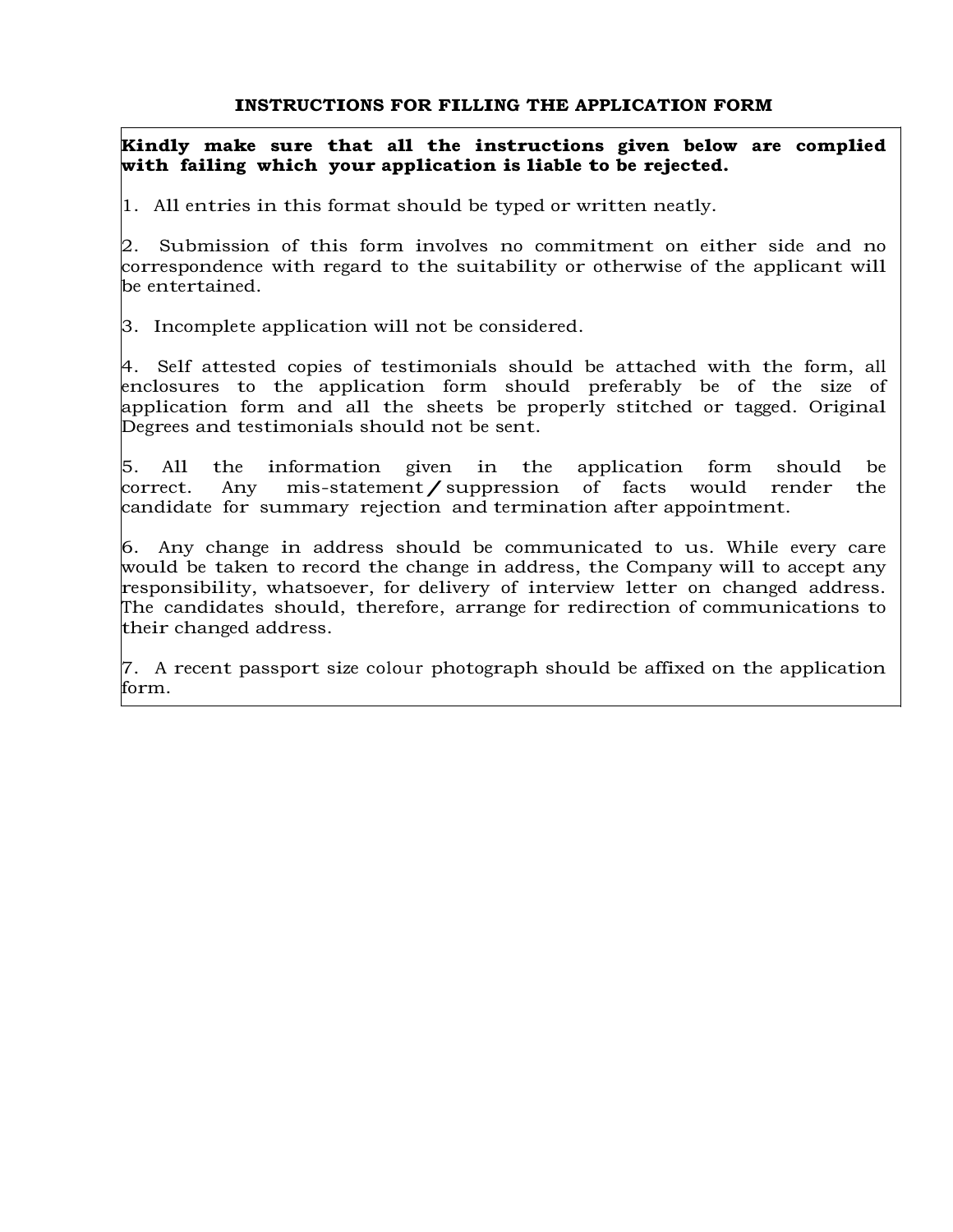## INSTRUCTIONS FOR FILLING THE APPLICATION FORM

**Kindly make sure that all the instructions given below are complied with failing which your application is liable to be rejected.**

1. All entries in this format should be typed or written neatly.

2. Submission of this form involves no commitment on either side and no correspondence with regard to the suitability or otherwise of the applicant will be entertained.

3. Incomplete application will not be considered.

4. Self attested copies of testimonials should be attached with the form, all enclosures to the application form should preferably be of the size of application form and all the sheets be properly stitched or tagged. Original Degrees and testimonials should not be sent.

5. All the information given in the application form should be correct. Any mis-statement / suppression of facts would render the candidate for summary rejection and termination after appointment.

6. Any change in address should be communicated to us. While every care would be taken to record the change in address, the Company will to accept any responsibility, whatsoever, for delivery of interview letter on changed address. The candidates should, therefore, arrange for redirection of communications to their changed address.

7. A recent passport size colour photograph should be affixed on the application form.